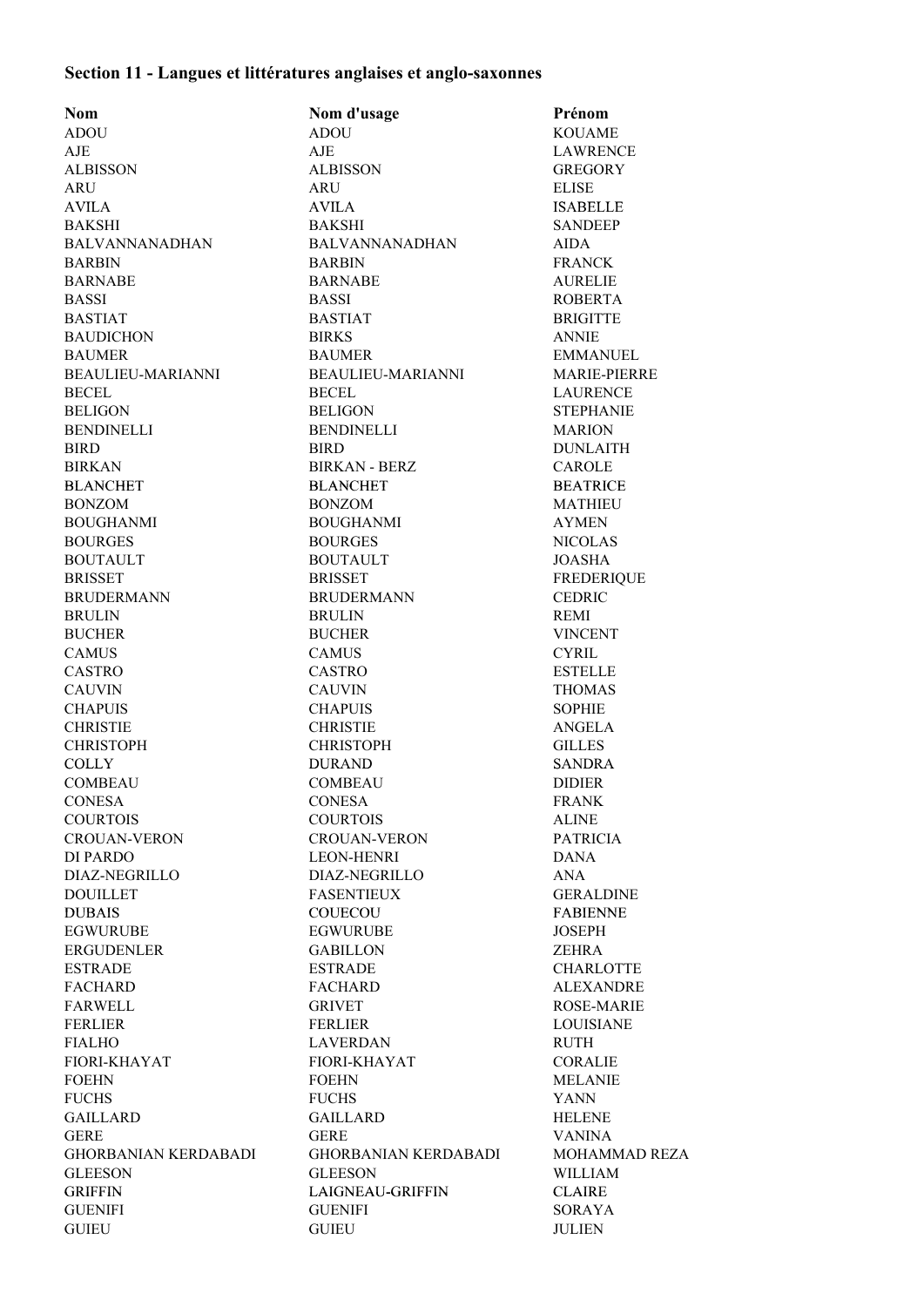**Section 11 - Langues et littératures anglaises et anglo-saxonnes**

| Nom | Nom d'usage | Prénom |
| --- | --- | --- |
| ADOU | ADOU | KOUAME |
| AJE | AJE | LAWRENCE |
| ALBISSON | ALBISSON | GREGORY |
| ARU | ARU | ELISE |
| AVILA | AVILA | ISABELLE |
| BAKSHI | BAKSHI | SANDEEP |
| BALVANNANADHAN | BALVANNANADHAN | AIDA |
| BARBIN | BARBIN | FRANCK |
| BARNABE | BARNABE | AURELIE |
| BASSI | BASSI | ROBERTA |
| BASTIAT | BASTIAT | BRIGITTE |
| BAUDICHON | BIRKS | ANNIE |
| BAUMER | BAUMER | EMMANUEL |
| BEAULIEU-MARIANNI | BEAULIEU-MARIANNI | MARIE-PIERRE |
| BECEL | BECEL | LAURENCE |
| BELIGON | BELIGON | STEPHANIE |
| BENDINELLI | BENDINELLI | MARION |
| BIRD | BIRD | DUNLAITH |
| BIRKAN | BIRKAN - BERZ | CAROLE |
| BLANCHET | BLANCHET | BEATRICE |
| BONZOM | BONZOM | MATHIEU |
| BOUGHANMI | BOUGHANMI | AYMEN |
| BOURGES | BOURGES | NICOLAS |
| BOUTAULT | BOUTAULT | JOASHA |
| BRISSET | BRISSET | FREDERIQUE |
| BRUDERMANN | BRUDERMANN | CEDRIC |
| BRULIN | BRULIN | REMI |
| BUCHER | BUCHER | VINCENT |
| CAMUS | CAMUS | CYRIL |
| CASTRO | CASTRO | ESTELLE |
| CAUVIN | CAUVIN | THOMAS |
| CHAPUIS | CHAPUIS | SOPHIE |
| CHRISTIE | CHRISTIE | ANGELA |
| CHRISTOPH | CHRISTOPH | GILLES |
| COLLY | DURAND | SANDRA |
| COMBEAU | COMBEAU | DIDIER |
| CONESA | CONESA | FRANK |
| COURTOIS | COURTOIS | ALINE |
| CROUAN-VERON | CROUAN-VERON | PATRICIA |
| DI PARDO | LEON-HENRI | DANA |
| DIAZ-NEGRILLO | DIAZ-NEGRILLO | ANA |
| DOUILLET | FASENTIEUX | GERALDINE |
| DUBAIS | COUECOU | FABIENNE |
| EGWURUBE | EGWURUBE | JOSEPH |
| ERGUDENLER | GABILLON | ZEHRA |
| ESTRADE | ESTRADE | CHARLOTTE |
| FACHARD | FACHARD | ALEXANDRE |
| FARWELL | GRIVET | ROSE-MARIE |
| FERLIER | FERLIER | LOUISIANE |
| FIALHO | LAVERDAN | RUTH |
| FIORI-KHAYAT | FIORI-KHAYAT | CORALIE |
| FOEHN | FOEHN | MELANIE |
| FUCHS | FUCHS | YANN |
| GAILLARD | GAILLARD | HELENE |
| GERE | GERE | VANINA |
| GHORBANIAN KERDABADI | GHORBANIAN KERDABADI | MOHAMMAD REZA |
| GLEESON | GLEESON | WILLIAM |
| GRIFFIN | LAIGNEAU-GRIFFIN | CLAIRE |
| GUENIFI | GUENIFI | SORAYA |
| GUIEU | GUIEU | JULIEN |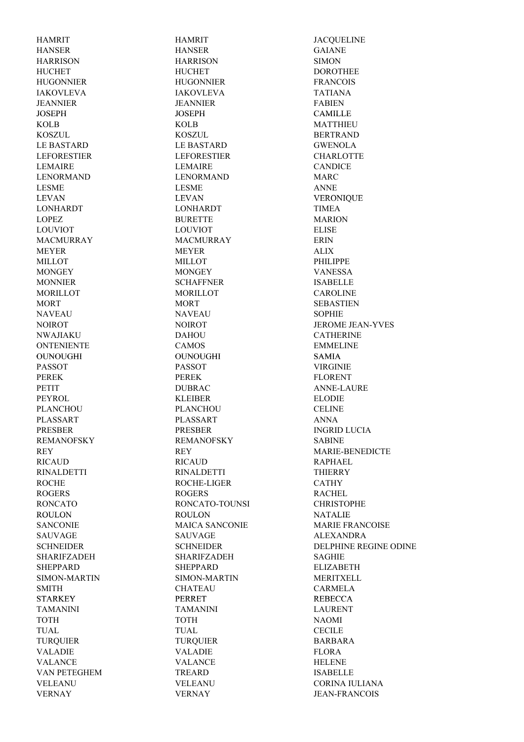| | | |
|---|---|---|
| HAMRIT | HAMRIT | JACQUELINE |
| HANSER | HANSER | GAIANE |
| HARRISON | HARRISON | SIMON |
| HUCHET | HUCHET | DOROTHEE |
| HUGONNIER | HUGONNIER | FRANCOIS |
| IAKOVLEVA | IAKOVLEVA | TATIANA |
| JEANNIER | JEANNIER | FABIEN |
| JOSEPH | JOSEPH | CAMILLE |
| KOLB | KOLB | MATTHIEU |
| KOSZUL | KOSZUL | BERTRAND |
| LE BASTARD | LE BASTARD | GWENOLA |
| LEFORESTIER | LEFORESTIER | CHARLOTTE |
| LEMAIRE | LEMAIRE | CANDICE |
| LENORMAND | LENORMAND | MARC |
| LESME | LESME | ANNE |
| LEVAN | LEVAN | VERONIQUE |
| LONHARDT | LONHARDT | TIMEA |
| LOPEZ | BURETTE | MARION |
| LOUVIOT | LOUVIOT | ELISE |
| MACMURRAY | MACMURRAY | ERIN |
| MEYER | MEYER | ALIX |
| MILLOT | MILLOT | PHILIPPE |
| MONGEY | MONGEY | VANESSA |
| MONNIER | SCHAFFNER | ISABELLE |
| MORILLOT | MORILLOT | CAROLINE |
| MORT | MORT | SEBASTIEN |
| NAVEAU | NAVEAU | SOPHIE |
| NOIROT | NOIROT | JEROME JEAN-YVES |
| NWAJIAKU | DAHOU | CATHERINE |
| ONTENIENTE | CAMOS | EMMELINE |
| OUNOUGHI | OUNOUGHI | SAMIA |
| PASSOT | PASSOT | VIRGINIE |
| PEREK | PEREK | FLORENT |
| PETIT | DUBRAC | ANNE-LAURE |
| PEYROL | KLEIBER | ELODIE |
| PLANCHOU | PLANCHOU | CELINE |
| PLASSART | PLASSART | ANNA |
| PRESBER | PRESBER | INGRID LUCIA |
| REMANOFSKY | REMANOFSKY | SABINE |
| REY | REY | MARIE-BENEDICTE |
| RICAUD | RICAUD | RAPHAEL |
| RINALDETTI | RINALDETTI | THIERRY |
| ROCHE | ROCHE-LIGER | CATHY |
| ROGERS | ROGERS | RACHEL |
| RONCATO | RONCATO-TOUNSI | CHRISTOPHE |
| ROULON | ROULON | NATALIE |
| SANCONIE | MAICA SANCONIE | MARIE FRANCOISE |
| SAUVAGE | SAUVAGE | ALEXANDRA |
| SCHNEIDER | SCHNEIDER | DELPHINE REGINE ODINE |
| SHARIFZADEH | SHARIFZADEH | SAGHIE |
| SHEPPARD | SHEPPARD | ELIZABETH |
| SIMON-MARTIN | SIMON-MARTIN | MERITXELL |
| SMITH | CHATEAU | CARMELA |
| STARKEY | PERRET | REBECCA |
| TAMANINI | TAMANINI | LAURENT |
| TOTH | TOTH | NAOMI |
| TUAL | TUAL | CECILE |
| TURQUIER | TURQUIER | BARBARA |
| VALADIE | VALADIE | FLORA |
| VALANCE | VALANCE | HELENE |
| VAN PETEGHEM | TREARD | ISABELLE |
| VELEANU | VELEANU | CORINA IULIANA |
| VERNAY | VERNAY | JEAN-FRANCOIS |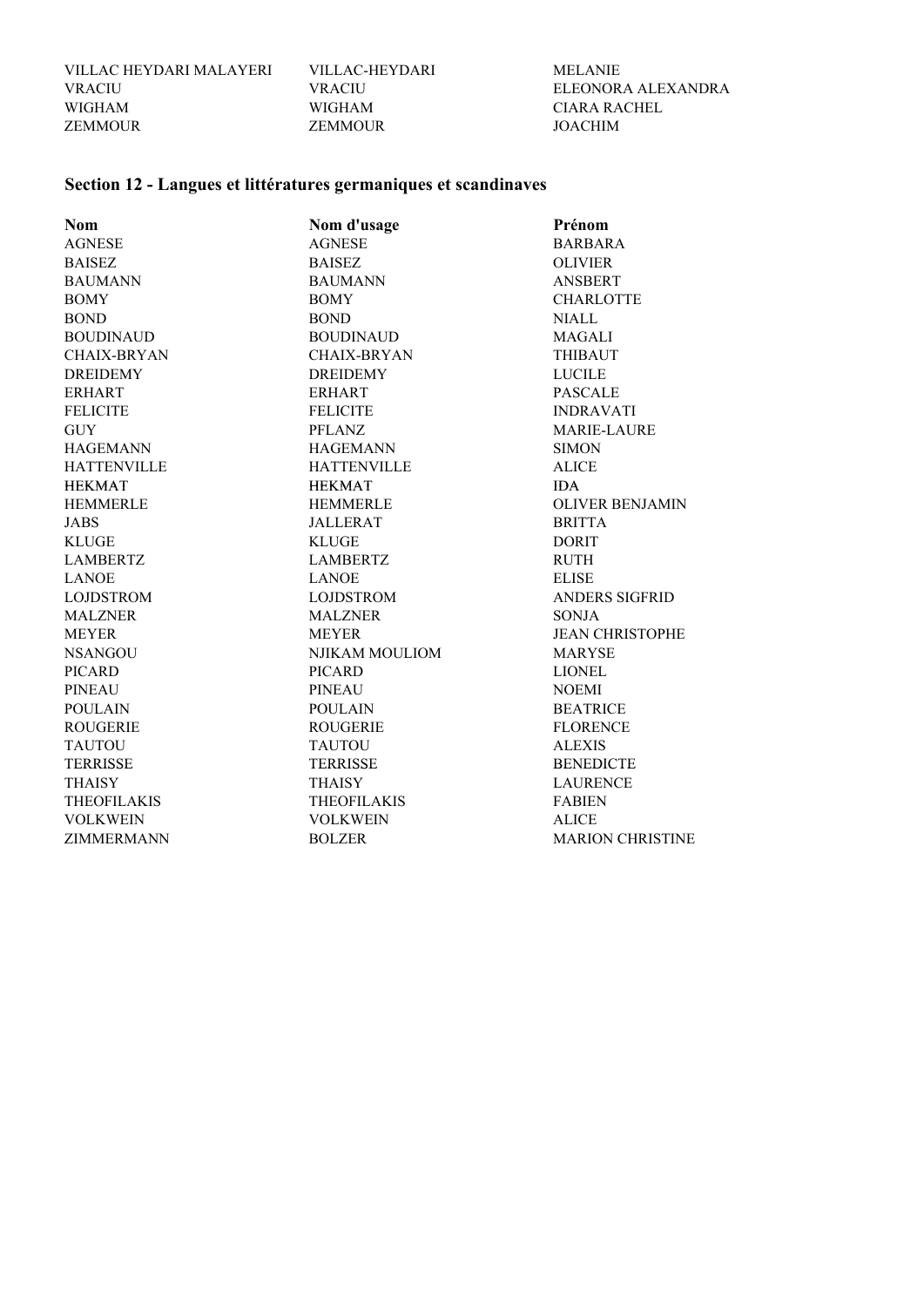| | | |
|---|---|---|
| VILLAC HEYDARI MALAYERI | VILLAC-HEYDARI | MELANIE |
| VRACIU | VRACIU | ELEONORA ALEXANDRA |
| WIGHAM | WIGHAM | CIARA RACHEL |
| ZEMMOUR | ZEMMOUR | JOACHIM |

## Section 12 - Langues et littératures germaniques et scandinaves

| Nom | Nom d'usage | Prénom |
|---|---|---|
| AGNESE | AGNESE | BARBARA |
| BAISEZ | BAISEZ | OLIVIER |
| BAUMANN | BAUMANN | ANSBERT |
| BOMY | BOMY | CHARLOTTE |
| BOND | BOND | NIALL |
| BOUDINAUD | BOUDINAUD | MAGALI |
| CHAIX-BRYAN | CHAIX-BRYAN | THIBAUT |
| DREIDEMY | DREIDEMY | LUCILE |
| ERHART | ERHART | PASCALE |
| FELICITE | FELICITE | INDRAVATI |
| GUY | PFLANZ | MARIE-LAURE |
| HAGEMANN | HAGEMANN | SIMON |
| HATTENVILLE | HATTENVILLE | ALICE |
| HEKMAT | HEKMAT | IDA |
| HEMMERLE | HEMMERLE | OLIVER BENJAMIN |
| JABS | JALLERAT | BRITTA |
| KLUGE | KLUGE | DORIT |
| LAMBERTZ | LAMBERTZ | RUTH |
| LANOE | LANOE | ELISE |
| LOJDSTROM | LOJDSTROM | ANDERS SIGFRID |
| MALZNER | MALZNER | SONJA |
| MEYER | MEYER | JEAN CHRISTOPHE |
| NSANGOU | NJIKAM MOULIOM | MARYSE |
| PICARD | PICARD | LIONEL |
| PINEAU | PINEAU | NOEMI |
| POULAIN | POULAIN | BEATRICE |
| ROUGERIE | ROUGERIE | FLORENCE |
| TAUTOU | TAUTOU | ALEXIS |
| TERRISSE | TERRISSE | BENEDICTE |
| THAISY | THAISY | LAURENCE |
| THEOFILAKIS | THEOFILAKIS | FABIEN |
| VOLKWEIN | VOLKWEIN | ALICE |
| ZIMMERMANN | BOLZER | MARION CHRISTINE |